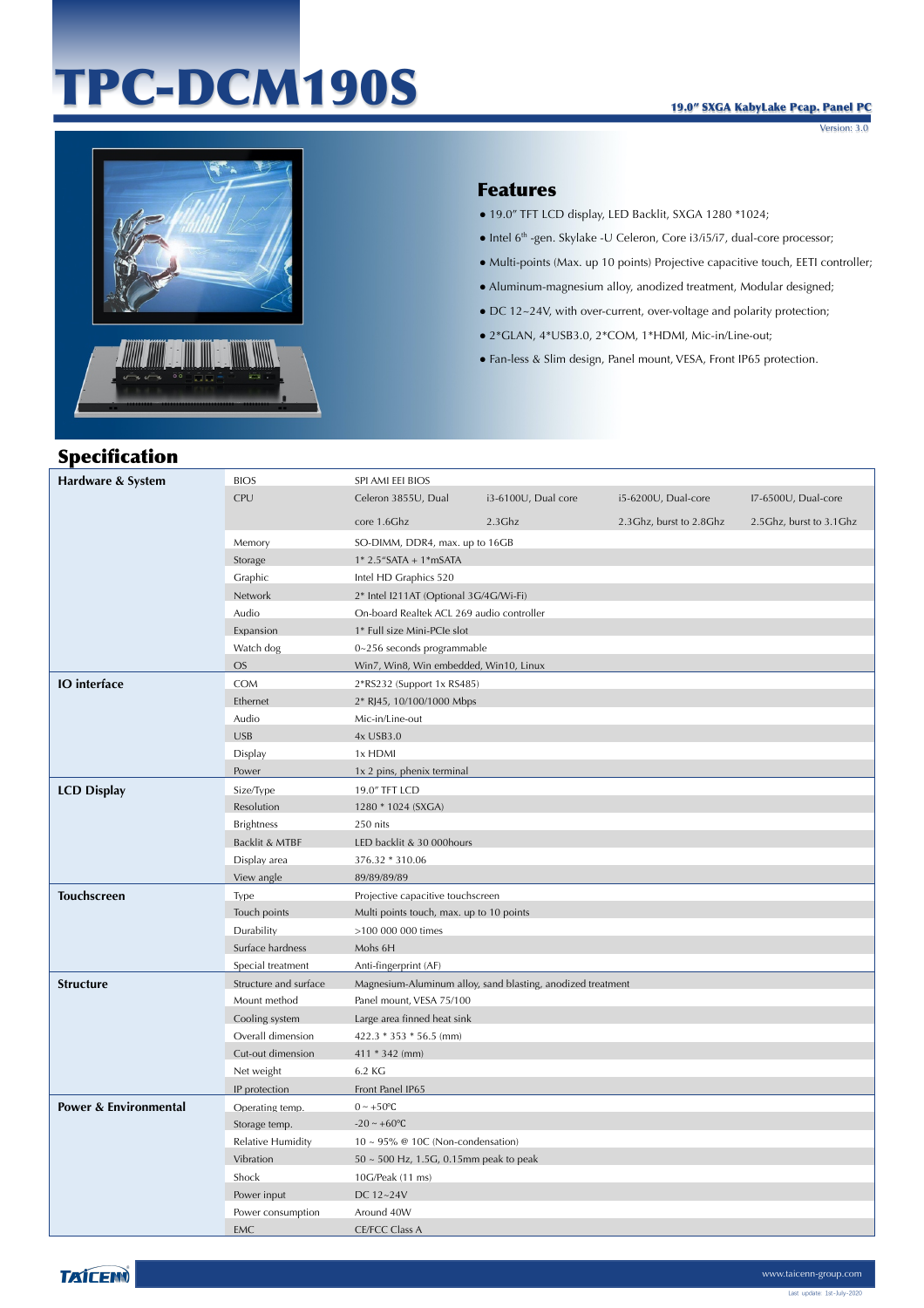# TPC-DCM190S

**19.0" SXGA KabyLake Pcap. Panel PC**

Version: 3.0

## Features

- 19.0" TFT LCD display, LED Backlit, SXGA 1280 *1024;
- Intel 6th -gen. Skylake -U Celeron, Core i3/i5/i7, dual-core processor;
- Multi-points (Max. up 10 points) Projective capacitive touch, EETI controller;
- Aluminum-magnesium alloy, anodized treatment, Modular designed;
- DC 12~24V, with over-current, over-voltage and polarity protection;
- 2*GLAN, 4*USB3.0, 2*COM, 1*HDMI, Mic-in/Line-out;
- Fan-less & Slim design, Panel mount, VESA, Front IP65 protection.

## Specification

| Category | Item | | | | |
|---|---|---|---|---|---|
| **Hardware & System** | BIOS | SPI AMI EEI BIOS | | | |
| | CPU | Celeron 3855U, Dual core 1.6Ghz | i3-6100U, Dual core 2.3Ghz | i5-6200U, Dual-core 2.3Ghz, burst to 2.8Ghz | I7-6500U, Dual-core 2.5Ghz, burst to 3.1Ghz |
| | Memory | SO-DIMM, DDR4, max. up to 16GB | | | |
| | Storage | 1* 2.5"SATA + 1*mSATA | | | |
| | Graphic | Intel HD Graphics 520 | | | |
| | Network | 2* Intel I211AT (Optional 3G/4G/Wi-Fi) | | | |
| | Audio | On-board Realtek ACL 269 audio controller | | | |
| | Expansion | 1* Full size Mini-PCIe slot | | | |
| | Watch dog | 0~256 seconds programmable | | | |
| | OS | Win7, Win8, Win embedded, Win10, Linux | | | |
| **IO interface** | COM | 2*RS232 (Support 1x RS485) | | | |
| | Ethernet | 2* RJ45, 10/100/1000 Mbps | | | |
| | Audio | Mic-in/Line-out | | | |
| | USB | 4x USB3.0 | | | |
| | Display | 1x HDMI | | | |
| | Power | 1x 2 pins, phenix terminal | | | |
| **LCD Display** | Size/Type | 19.0" TFT LCD | | | |
| | Resolution | 1280 * 1024 (SXGA) | | | |
| | Brightness | 250 nits | | | |
| | Backlit & MTBF | LED backlit & 30 000hours | | | |
| | Display area | 376.32 * 310.06 | | | |
| | View angle | 89/89/89/89 | | | |
| **Touchscreen** | Type | Projective capacitive touchscreen | | | |
| | Touch points | Multi points touch, max. up to 10 points | | | |
| | Durability | >100 000 000 times | | | |
| | Surface hardness | Mohs 6H | | | |
| | Special treatment | Anti-fingerprint (AF) | | | |
| **Structure** | Structure and surface | Magnesium-Aluminum alloy, sand blasting, anodized treatment | | | |
| | Mount method | Panel mount, VESA 75/100 | | | |
| | Cooling system | Large area finned heat sink | | | |
| | Overall dimension | 422.3 * 353 * 56.5 (mm) | | | |
| | Cut-out dimension | 411 * 342 (mm) | | | |
| | Net weight | 6.2 KG | | | |
| | IP protection | Front Panel IP65 | | | |
| **Power & Environmental** | Operating temp. | 0 ~ +50℃ | | | |
| | Storage temp. | -20 ~ +60℃ | | | |
| | Relative Humidity | 10 ~ 95% @ 10C (Non-condensation) | | | |
| | Vibration | 50 ~ 500 Hz, 1.5G, 0.15mm peak to peak | | | |
| | Shock | 10G/Peak (11 ms) | | | |
| | Power input | DC 12~24V | | | |
| | Power consumption | Around 40W | | | |
| | EMC | CE/FCC Class A | | | |

TAICENN www.taicenn-group.com

Last update: 1st-July-2020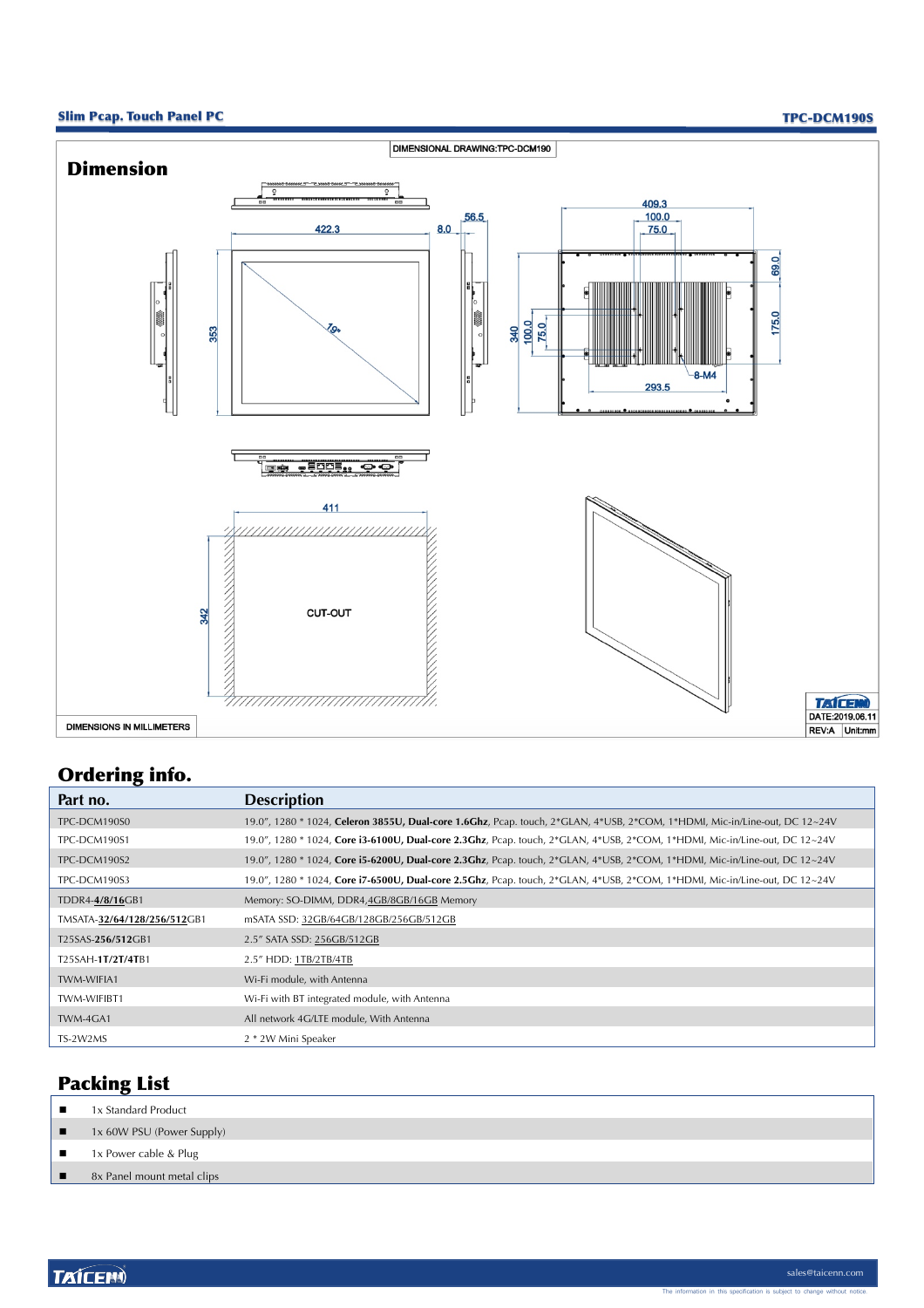## Dimension

DIMENSIONAL DRAWING:TPC-DCM190

422.3

8.0

56.5

409.3

100.0

75.0

353

19"

340

100.0

75.0

69.0

175.0

8-M4

293.5

411

342

CUT-OUT

DIMENSIONS IN MILLIMETERS

DATE:2019.06.11

REV:A Unit:mm

## Ordering info.

| Part no. | Description |
|---|---|
| TPC-DCM190S0 | 19.0", 1280 * 1024, **Celeron 3855U, Dual-core 1.6Ghz**, Pcap. touch, 2*GLAN, 4*USB, 2*COM, 1*HDMI, Mic-in/Line-out, DC 12~24V |
| TPC-DCM190S1 | 19.0", 1280 * 1024, **Core i3-6100U, Dual-core 2.3Ghz**, Pcap. touch, 2*GLAN, 4*USB, 2*COM, 1*HDMI, Mic-in/Line-out, DC 12~24V |
| TPC-DCM190S2 | 19.0", 1280 * 1024, **Core i5-6200U, Dual-core 2.3Ghz**, Pcap. touch, 2*GLAN, 4*USB, 2*COM, 1*HDMI, Mic-in/Line-out, DC 12~24V |
| TPC-DCM190S3 | 19.0", 1280 * 1024, **Core i7-6500U, Dual-core 2.5Ghz**, Pcap. touch, 2*GLAN, 4*USB, 2*COM, 1*HDMI, Mic-in/Line-out, DC 12~24V |
| TDDR4-**4/8/16**GB1 | Memory: SO-DIMM, DDR4,4GB/8GB/16GB Memory |
| TMSATA-**32/64/128/256/512**GB1 | mSATA SSD: 32GB/64GB/128GB/256GB/512GB |
| T25SAS-**256/512**GB1 | 2.5" SATA SSD: 256GB/512GB |
| T25SAH-**1T/2T/4T**B1 | 2.5" HDD: 1TB/2TB/4TB |
| TWM-WIFIA1 | Wi-Fi module, with Antenna |
| TWM-WIFIBT1 | Wi-Fi with BT integrated module, with Antenna |
| TWM-4GA1 | All network 4G/LTE module, With Antenna |
| TS-2W2MS | 2 * 2W Mini Speaker |

## Packing List

- 1x Standard Product
- 1x 60W PSU (Power Supply)
- 1x Power cable & Plug
- 8x Panel mount metal clips